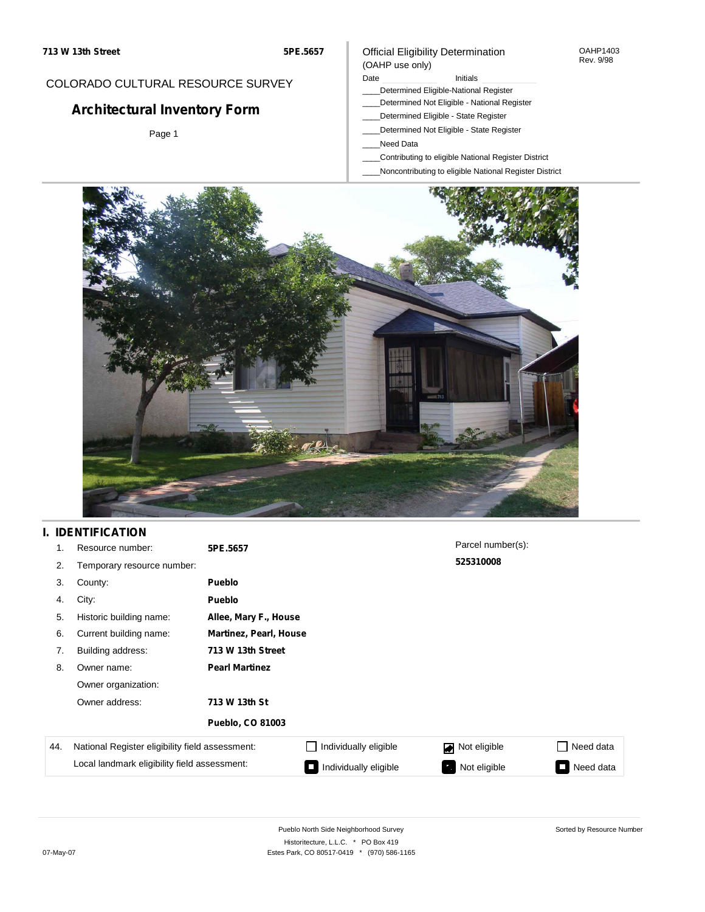713 W 13th Street | 5PE.5657

COLORADO CULTURAL RESOURCE SURVEY

# Architectural Inventory Form

Page 1

Official Eligibility Determination
(OAHP use only)

OAHP1403
Rev. 9/98

Date ______ Initials ______

____Determined Eligible-National Register
____Determined Not Eligible - National Register
____Determined Eligible - State Register
____Determined Not Eligible - State Register
____Need Data
____Contributing to eligible National Register District
____Noncontributing to eligible National Register District

## I. IDENTIFICATION

| | | |
|---|---|---|
| 1. | Resource number: | **5PE.5657** |
| 2. | Temporary resource number: | |
| 3. | County: | **Pueblo** |
| 4. | City: | **Pueblo** |
| 5. | Historic building name: | **Allee, Mary F., House** |
| 6. | Current building name: | **Martinez, Pearl, House** |
| 7. | Building address: | **713 W 13th Street** |
| 8. | Owner name: | **Pearl Martinez** |
| | Owner organization: | |
| | Owner address: | **713 W 13th St** <br> **Pueblo, CO 81003** |

Parcel number(s): **525310008**

| 44. | | | | |
|---|---|---|---|---|
| | National Register eligibility field assessment: | ☐ Individually eligible | ☑ Not eligible | ☐ Need data |
| | Local landmark eligibility field assessment: | ☐ Individually eligible | ☐ Not eligible | ☐ Need data |

Pueblo North Side Neighborhood Survey
Historitecture, L.L.C. * PO Box 419
Estes Park, CO 80517-0419 * (970) 586-1165

Sorted by Resource Number

07-May-07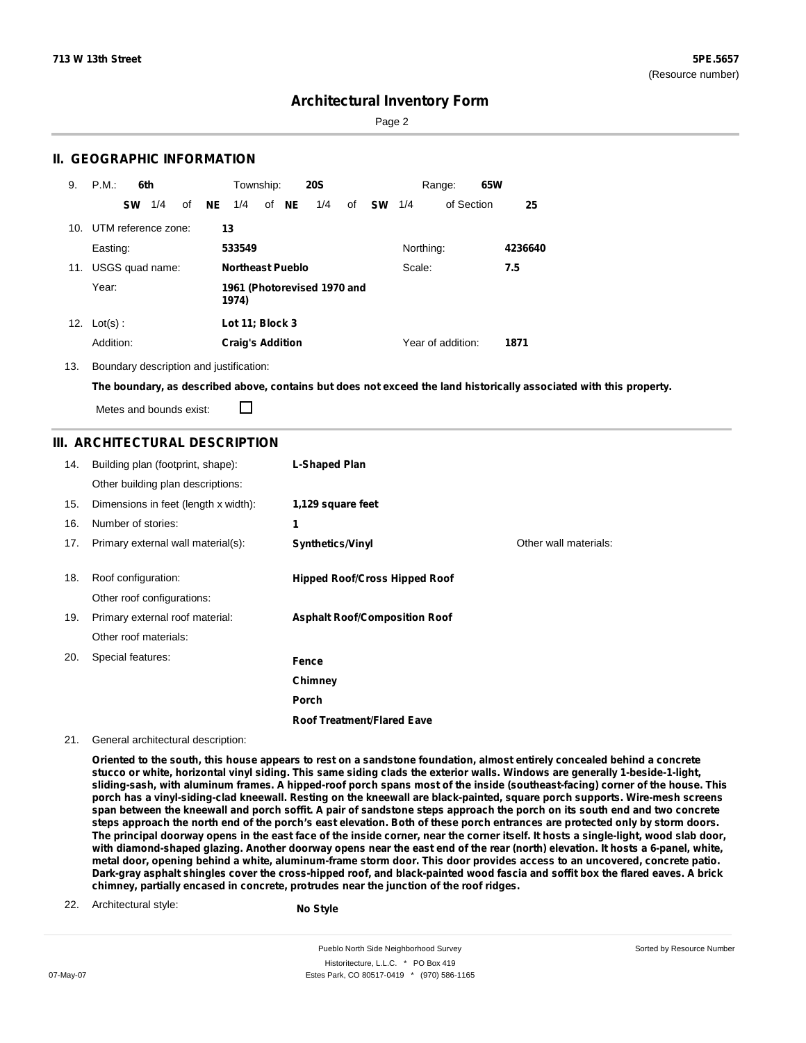# Architectural Inventory Form

## II. GEOGRAPHIC INFORMATION

9. P.M.: **6th** Township: **20S** Range: **65W**

**SW** 1/4 of **NE** 1/4 of **NE** 1/4 of **SW** 1/4 of Section **25**

10. UTM reference zone: **13**

Easting: **533549** Northing: **4236640**

11. USGS quad name: **Northeast Pueblo** Scale: **7.5**

Year: **1961 (Photorevised 1970 and 1974)**

12. Lot(s) : **Lot 11; Block 3**

Addition: **Craig's Addition** Year of addition: **1871**

13. Boundary description and justification:

**The boundary, as described above, contains but does not exceed the land historically associated with this property.**

Metes and bounds exist: ☐

## III. ARCHITECTURAL DESCRIPTION

14. Building plan (footprint, shape): **L-Shaped Plan**

Other building plan descriptions:

15. Dimensions in feet (length x width): **1,129 square feet**

16. Number of stories: **1**

17. Primary external wall material(s): **Synthetics/Vinyl** Other wall materials:

18. Roof configuration: **Hipped Roof/Cross Hipped Roof**

Other roof configurations:

19. Primary external roof material: **Asphalt Roof/Composition Roof**

Other roof materials:

20. Special features: **Fence**

**Chimney**

**Porch**

**Roof Treatment/Flared Eave**

21. General architectural description:

**Oriented to the south, this house appears to rest on a sandstone foundation, almost entirely concealed behind a concrete stucco or white, horizontal vinyl siding. This same siding clads the exterior walls. Windows are generally 1-beside-1-light, sliding-sash, with aluminum frames. A hipped-roof porch spans most of the inside (southeast-facing) corner of the house. This porch has a vinyl-siding-clad kneewall. Resting on the kneewall are black-painted, square porch supports. Wire-mesh screens span between the kneewall and porch soffit. A pair of sandstone steps approach the porch on its south end and two concrete steps approach the north end of the porch's east elevation. Both of these porch entrances are protected only by storm doors. The principal doorway opens in the east face of the inside corner, near the corner itself. It hosts a single-light, wood slab door, with diamond-shaped glazing. Another doorway opens near the east end of the rear (north) elevation. It hosts a 6-panel, white, metal door, opening behind a white, aluminum-frame storm door. This door provides access to an uncovered, concrete patio. Dark-gray asphalt shingles cover the cross-hipped roof, and black-painted wood fascia and soffit box the flared eaves. A brick chimney, partially encased in concrete, protrudes near the junction of the roof ridges.**

22. Architectural style: **No Style**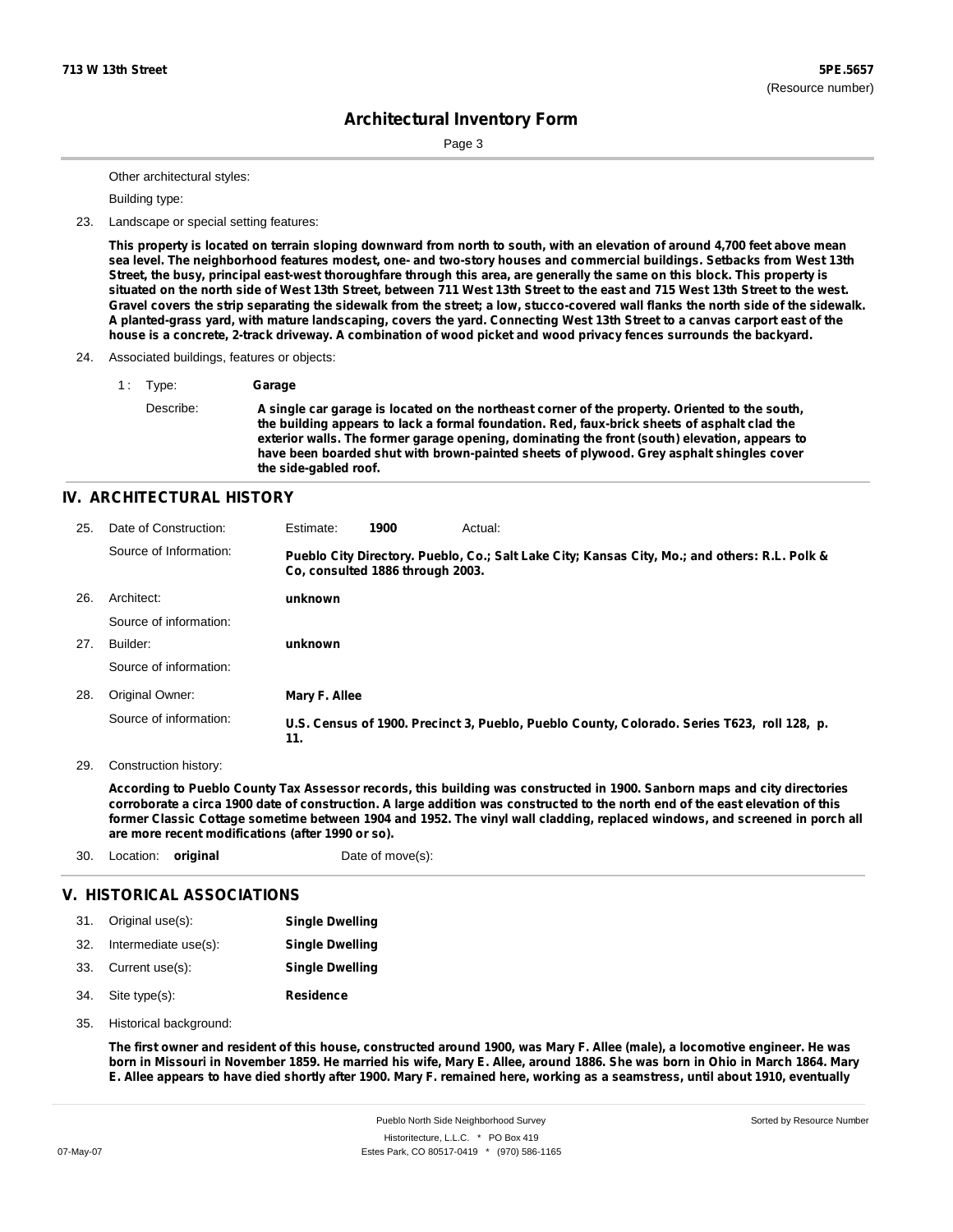Other architectural styles:

Building type:

23. Landscape or special setting features:

**This property is located on terrain sloping downward from north to south, with an elevation of around 4,700 feet above mean sea level. The neighborhood features modest, one- and two-story houses and commercial buildings. Setbacks from West 13th Street, the busy, principal east-west thoroughfare through this area, are generally the same on this block. This property is situated on the north side of West 13th Street, between 711 West 13th Street to the east and 715 West 13th Street to the west. Gravel covers the strip separating the sidewalk from the street; a low, stucco-covered wall flanks the north side of the sidewalk. A planted-grass yard, with mature landscaping, covers the yard. Connecting West 13th Street to a canvas carport east of the house is a concrete, 2-track driveway. A combination of wood picket and wood privacy fences surrounds the backyard.**

24. Associated buildings, features or objects:

1 : Type: **Garage**

Describe: **A single car garage is located on the northeast corner of the property. Oriented to the south, the building appears to lack a formal foundation. Red, faux-brick sheets of asphalt clad the exterior walls. The former garage opening, dominating the front (south) elevation, appears to have been boarded shut with brown-painted sheets of plywood. Grey asphalt shingles cover the side-gabled roof.**

## IV. ARCHITECTURAL HISTORY

25. Date of Construction: Estimate: **1900** Actual:

Source of Information: **Pueblo City Directory. Pueblo, Co.; Salt Lake City; Kansas City, Mo.; and others: R.L. Polk & Co, consulted 1886 through 2003.**

26. Architect: **unknown**

Source of information:

27. Builder: **unknown**

Source of information:

28. Original Owner: **Mary F. Allee**

Source of information: **U.S. Census of 1900. Precinct 3, Pueblo, Pueblo County, Colorado. Series T623, roll 128, p. 11.**

29. Construction history:

**According to Pueblo County Tax Assessor records, this building was constructed in 1900. Sanborn maps and city directories corroborate a circa 1900 date of construction. A large addition was constructed to the north end of the east elevation of this former Classic Cottage sometime between 1904 and 1952. The vinyl wall cladding, replaced windows, and screened in porch all are more recent modifications (after 1990 or so).**

30. Location: **original** Date of move(s):

## V. HISTORICAL ASSOCIATIONS

31. Original use(s): **Single Dwelling**

32. Intermediate use(s): **Single Dwelling**

33. Current use(s): **Single Dwelling**

34. Site type(s): **Residence**

35. Historical background:

**The first owner and resident of this house, constructed around 1900, was Mary F. Allee (male), a locomotive engineer. He was born in Missouri in November 1859. He married his wife, Mary E. Allee, around 1886. She was born in Ohio in March 1864. Mary E. Allee appears to have died shortly after 1900. Mary F. remained here, working as a seamstress, until about 1910, eventually**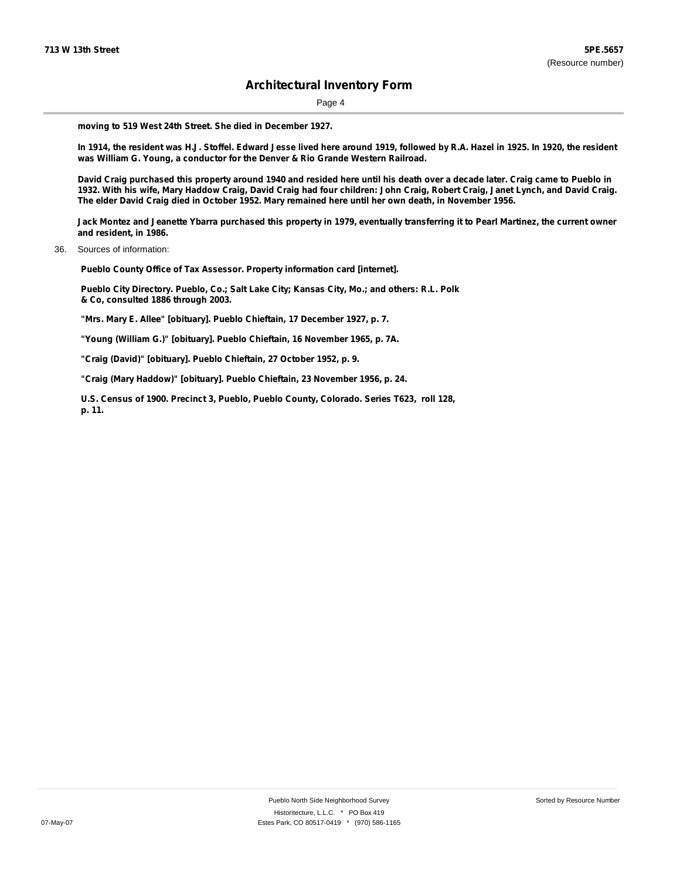**moving to 519 West 24th Street. She died in December 1927.**

**In 1914, the resident was H.J. Stoffel. Edward Jesse lived here around 1919, followed by R.A. Hazel in 1925. In 1920, the resident was William G. Young, a conductor for the Denver & Rio Grande Western Railroad.**

**David Craig purchased this property around 1940 and resided here until his death over a decade later. Craig came to Pueblo in 1932. With his wife, Mary Haddow Craig, David Craig had four children: John Craig, Robert Craig, Janet Lynch, and David Craig. The elder David Craig died in October 1952. Mary remained here until her own death, in November 1956.**

**Jack Montez and Jeanette Ybarra purchased this property in 1979, eventually transferring it to Pearl Martinez, the current owner and resident, in 1986.**

36. Sources of information:

**Pueblo County Office of Tax Assessor. Property information card [internet].**

**Pueblo City Directory. Pueblo, Co.; Salt Lake City; Kansas City, Mo.; and others: R.L. Polk & Co, consulted 1886 through 2003.**

**"Mrs. Mary E. Allee" [obituary]. Pueblo Chieftain, 17 December 1927, p. 7.**

**"Young (William G.)" [obituary]. Pueblo Chieftain, 16 November 1965, p. 7A.**

**"Craig (David)" [obituary]. Pueblo Chieftain, 27 October 1952, p. 9.**

**"Craig (Mary Haddow)" [obituary]. Pueblo Chieftain, 23 November 1956, p. 24.**

**U.S. Census of 1900. Precinct 3, Pueblo, Pueblo County, Colorado. Series T623, roll 128, p. 11.**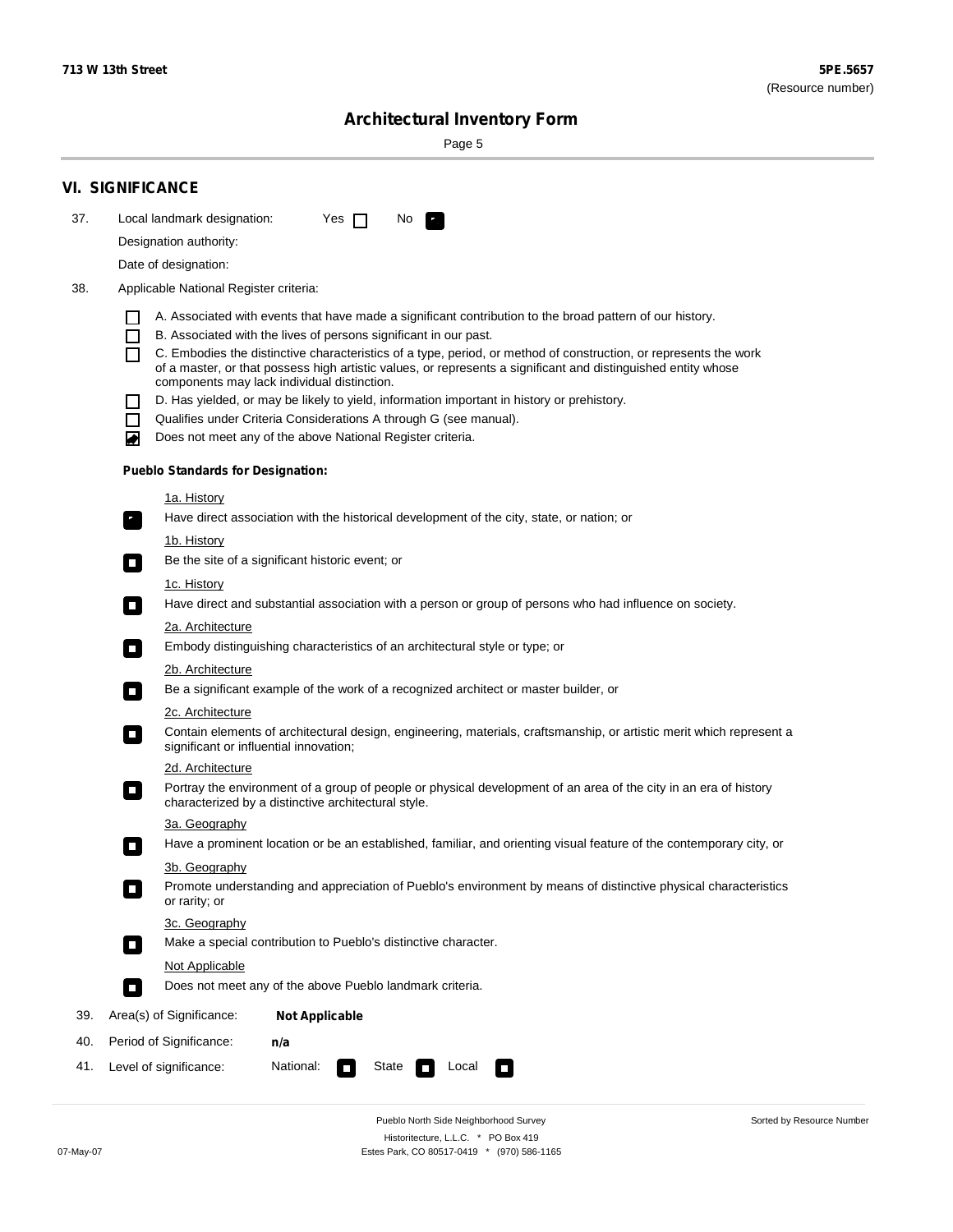**713 W 13th Street** **5PE.5657**
(Resource number)

## Architectural Inventory Form

## VI. SIGNIFICANCE

37. Local landmark designation: Yes ☐ No ☑

Designation authority:

Date of designation:

38. Applicable National Register criteria:

- ☐ A. Associated with events that have made a significant contribution to the broad pattern of our history.
- ☐ B. Associated with the lives of persons significant in our past.
- ☐ C. Embodies the distinctive characteristics of a type, period, or method of construction, or represents the work of a master, or that possess high artistic values, or represents a significant and distinguished entity whose components may lack individual distinction.
- ☐ D. Has yielded, or may be likely to yield, information important in history or prehistory.
- ☐ Qualifies under Criteria Considerations A through G (see manual).
- ☑ Does not meet any of the above National Register criteria.

**Pueblo Standards for Designation:**

1a. History
☑ Have direct association with the historical development of the city, state, or nation; or

1b. History
☐ Be the site of a significant historic event; or

1c. History
☐ Have direct and substantial association with a person or group of persons who had influence on society.

2a. Architecture
☐ Embody distinguishing characteristics of an architectural style or type; or

2b. Architecture
☐ Be a significant example of the work of a recognized architect or master builder, or

2c. Architecture
☐ Contain elements of architectural design, engineering, materials, craftsmanship, or artistic merit which represent a significant or influential innovation;

2d. Architecture
☐ Portray the environment of a group of people or physical development of an area of the city in an era of history characterized by a distinctive architectural style.

3a. Geography
☐ Have a prominent location or be an established, familiar, and orienting visual feature of the contemporary city, or

3b. Geography
☐ Promote understanding and appreciation of Pueblo's environment by means of distinctive physical characteristics or rarity; or

3c. Geography
☐ Make a special contribution to Pueblo's distinctive character.

Not Applicable
☐ Does not meet any of the above Pueblo landmark criteria.

39. Area(s) of Significance: **Not Applicable**

40. Period of Significance: **n/a**

41. Level of significance: National: ☐ State ☐ Local ☐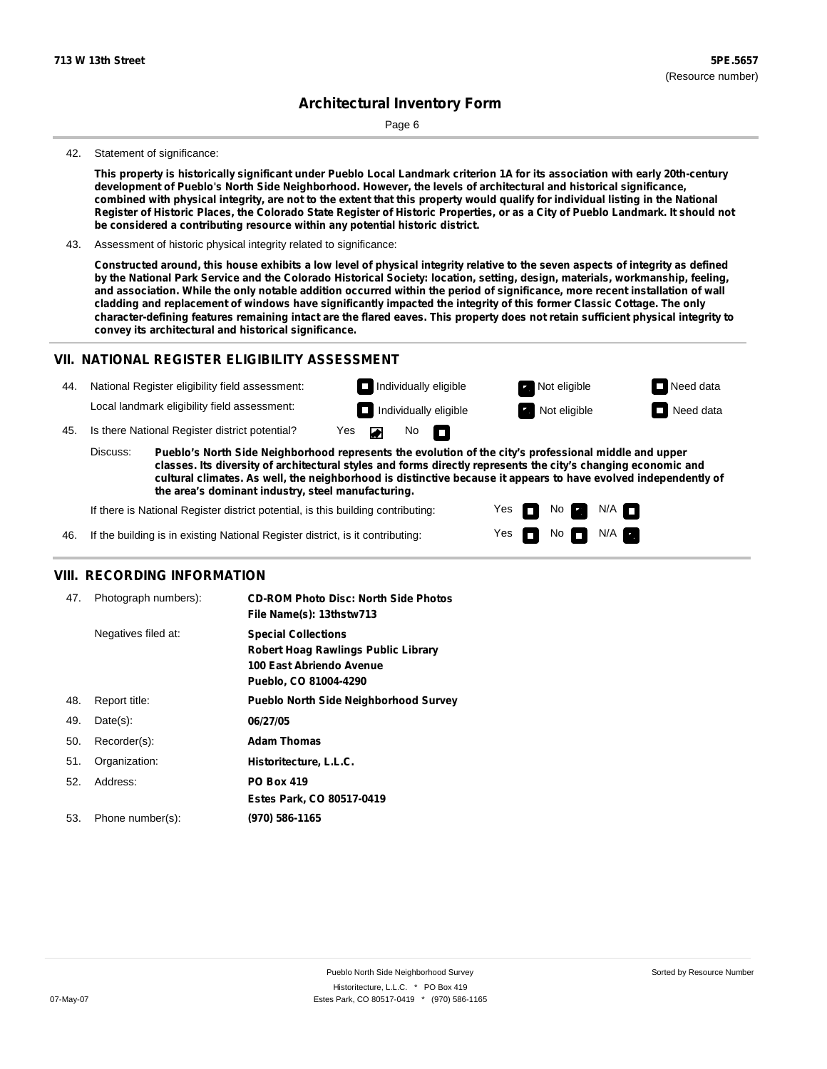**713 W 13th Street** **5PE.5657**
(Resource number)

# Architectural Inventory Form

42. Statement of significance:

**This property is historically significant under Pueblo Local Landmark criterion 1A for its association with early 20th-century development of Pueblo's North Side Neighborhood. However, the levels of architectural and historical significance, combined with physical integrity, are not to the extent that this property would qualify for individual listing in the National Register of Historic Places, the Colorado State Register of Historic Properties, or as a City of Pueblo Landmark. It should not be considered a contributing resource within any potential historic district.**

43. Assessment of historic physical integrity related to significance:

**Constructed around, this house exhibits a low level of physical integrity relative to the seven aspects of integrity as defined by the National Park Service and the Colorado Historical Society: location, setting, design, materials, workmanship, feeling, and association. While the only notable addition occurred within the period of significance, more recent installation of wall cladding and replacement of windows have significantly impacted the integrity of this former Classic Cottage. The only character-defining features remaining intact are the flared eaves. This property does not retain sufficient physical integrity to convey its architectural and historical significance.**

## VII. NATIONAL REGISTER ELIGIBILITY ASSESSMENT

44. National Register eligibility field assessment: ☐ Individually eligible ☑ Not eligible ☐ Need data
    Local landmark eligibility field assessment: ☐ Individually eligible ☑ Not eligible ☐ Need data

45. Is there National Register district potential? Yes ☑ No ☐

    Discuss: **Pueblo's North Side Neighborhood represents the evolution of the city's professional middle and upper classes. Its diversity of architectural styles and forms directly represents the city's changing economic and cultural climates. As well, the neighborhood is distinctive because it appears to have evolved independently of the area's dominant industry, steel manufacturing.**

    If there is National Register district potential, is this building contributing: Yes ☐ No ☑ N/A ☐

46. If the building is in existing National Register district, is it contributing: Yes ☐ No ☐ N/A ☑

## VIII. RECORDING INFORMATION

47. Photograph numbers): **CD-ROM Photo Disc: North Side Photos**
    **File Name(s): 13thstw713**

    Negatives filed at: **Special Collections**
    **Robert Hoag Rawlings Public Library**
    **100 East Abriendo Avenue**
    **Pueblo, CO 81004-4290**

48. Report title: **Pueblo North Side Neighborhood Survey**

49. Date(s): **06/27/05**

50. Recorder(s): **Adam Thomas**

51. Organization: **Historitecture, L.L.C.**

52. Address: **PO Box 419**
    **Estes Park, CO 80517-0419**

53. Phone number(s): **(970) 586-1165**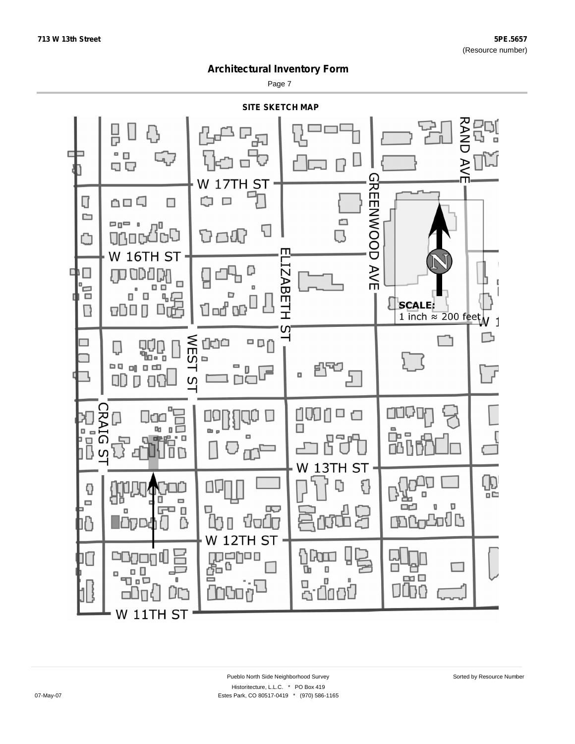# Architectural Inventory Form

## SITE SKETCH MAP

W 17TH ST

W 16TH ST

ELIZABETH ST

GREENWOOD AVE

RAND AVE

WEST ST

CRAIG ST

W 13TH ST

W 12TH ST

W 11TH ST

**SCALE:**
1 inch ≈ 200 feet

Pueblo North Side Neighborhood Survey

Historitecture, L.L.C. * PO Box 419

Estes Park, CO 80517-0419 * (970) 586-1165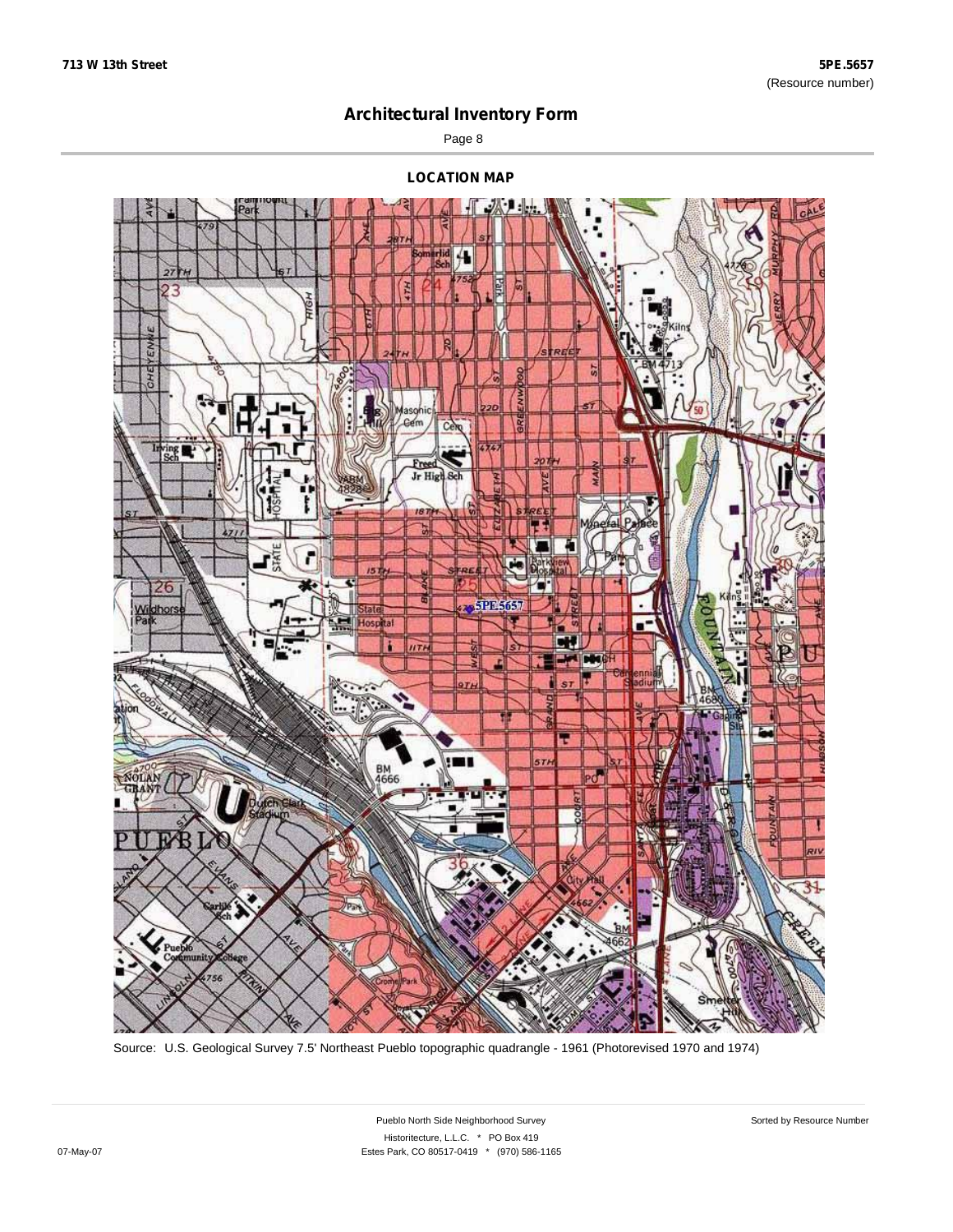# Architectural Inventory Form

## LOCATION MAP

Source: U.S. Geological Survey 7.5' Northeast Pueblo topographic quadrangle - 1961 (Photorevised 1970 and 1974)